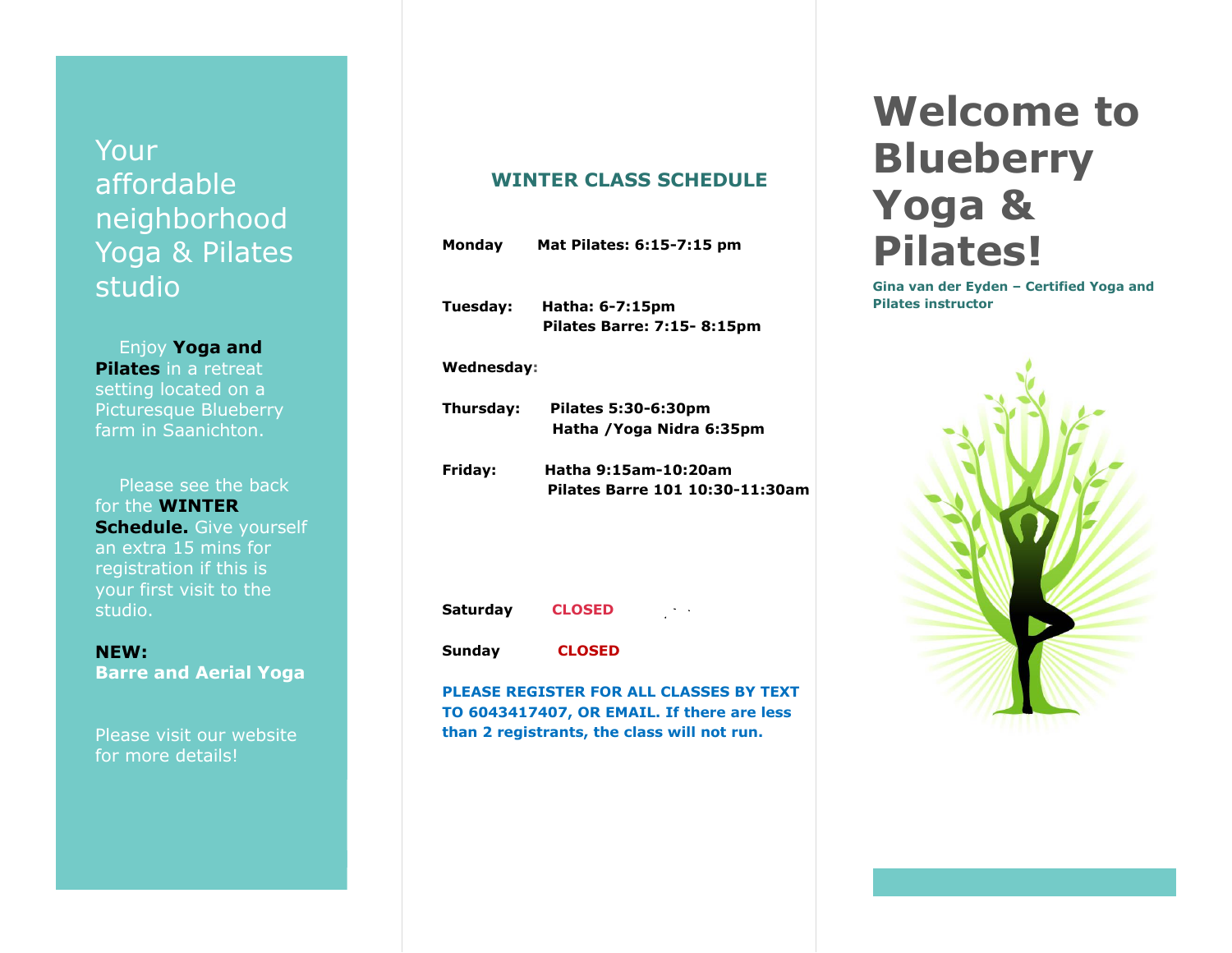Your affordable neighborhood Yoga & Pilates studio

Enjoy **Yoga and Pilates** in a retreat setting located on a Picturesque Blueberry farm in Saanichton.

Please see the back for the **WINTER Schedule.** Give yourself an extra 15 mins for registration if this is your first visit to the studio.

**NEW:**
**Barre and Aerial Yoga**

Please visit our website for more details!

## WINTER CLASS SCHEDULE

**Monday** **Mat Pilates: 6:15-7:15 pm**

**Tuesday:** **Hatha: 6-7:15pm**
**Pilates Barre: 7:15- 8:15pm**

**Wednesday:**

**Thursday:** **Pilates 5:30-6:30pm**
**Hatha /Yoga Nidra 6:35pm**

**Friday:** **Hatha 9:15am-10:20am**
**Pilates Barre 101 10:30-11:30am**

**Saturday** **CLOSED**

**Sunday** **CLOSED**

**PLEASE REGISTER FOR ALL CLASSES BY TEXT TO 6043417407, OR EMAIL. If there are less than 2 registrants, the class will not run.**

# Welcome to Blueberry Yoga & Pilates!

**Gina van der Eyden – Certified Yoga and Pilates instructor**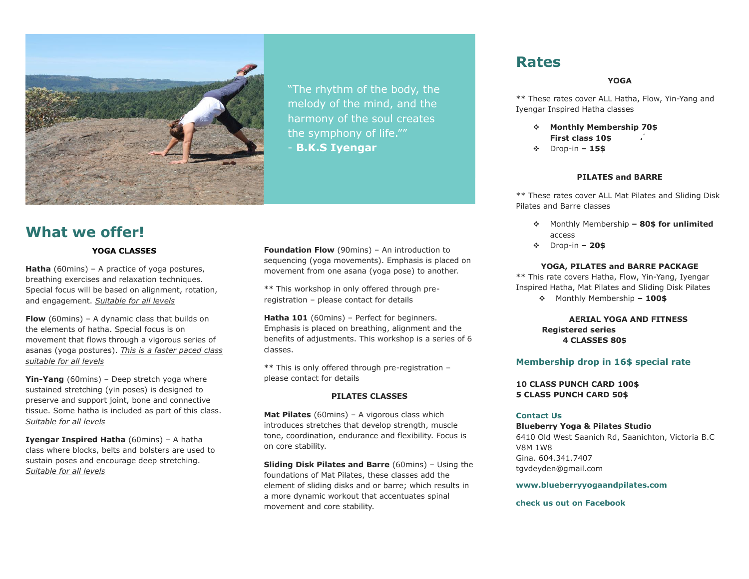"The rhythm of the body, the melody of the mind, and the harmony of the soul creates the symphony of life."" - **B.K.S Iyengar**

## What we offer!

**YOGA CLASSES**

**Hatha** (60mins) – A practice of yoga postures, breathing exercises and relaxation techniques. Special focus will be based on alignment, rotation, and engagement. *Suitable for all levels*

**Flow** (60mins) – A dynamic class that builds on the elements of hatha. Special focus is on movement that flows through a vigorous series of asanas (yoga postures). *This is a faster paced class suitable for all levels*

**Yin-Yang** (60mins) – Deep stretch yoga where sustained stretching (yin poses) is designed to preserve and support joint, bone and connective tissue. Some hatha is included as part of this class. *Suitable for all levels*

**Iyengar Inspired Hatha** (60mins) – A hatha class where blocks, belts and bolsters are used to sustain poses and encourage deep stretching. *Suitable for all levels*

**Foundation Flow** (90mins) – An introduction to sequencing (yoga movements). Emphasis is placed on movement from one asana (yoga pose) to another.

** This workshop in only offered through pre-registration – please contact for details

**Hatha 101** (60mins) – Perfect for beginners. Emphasis is placed on breathing, alignment and the benefits of adjustments. This workshop is a series of 6 classes.

** This is only offered through pre-registration – please contact for details

**PILATES CLASSES**

**Mat Pilates** (60mins) – A vigorous class which introduces stretches that develop strength, muscle tone, coordination, endurance and flexibility. Focus is on core stability.

**Sliding Disk Pilates and Barre** (60mins) – Using the foundations of Mat Pilates, these classes add the element of sliding disks and or barre; which results in a more dynamic workout that accentuates spinal movement and core stability.

## Rates

**YOGA**

** These rates cover ALL Hatha, Flow, Yin-Yang and Iyengar Inspired Hatha classes

- **Monthly Membership 70$**
  **First class 10$**
- Drop-in **– 15$**

**PILATES and BARRE**

** These rates cover ALL Mat Pilates and Sliding Disk Pilates and Barre classes

- Monthly Membership **– 80$ for unlimited** access
- Drop-in **– 20$**

**YOGA, PILATES and BARRE PACKAGE**

** This rate covers Hatha, Flow, Yin-Yang, Iyengar Inspired Hatha, Mat Pilates and Sliding Disk Pilates

- Monthly Membership **– 100$**

**AERIAL YOGA AND FITNESS**
**Registered series**
**4 CLASSES 80$**

**Membership drop in 16$ special rate**

**10 CLASS PUNCH CARD 100$**
**5 CLASS PUNCH CARD 50$**

**Contact Us**
**Blueberry Yoga & Pilates Studio**
6410 Old West Saanich Rd, Saanichton, Victoria B.C V8M 1W8
Gina. 604.341.7407
tgvdeyden@gmail.com

**www.blueberryyogaandpilates.com**

**check us out on Facebook**